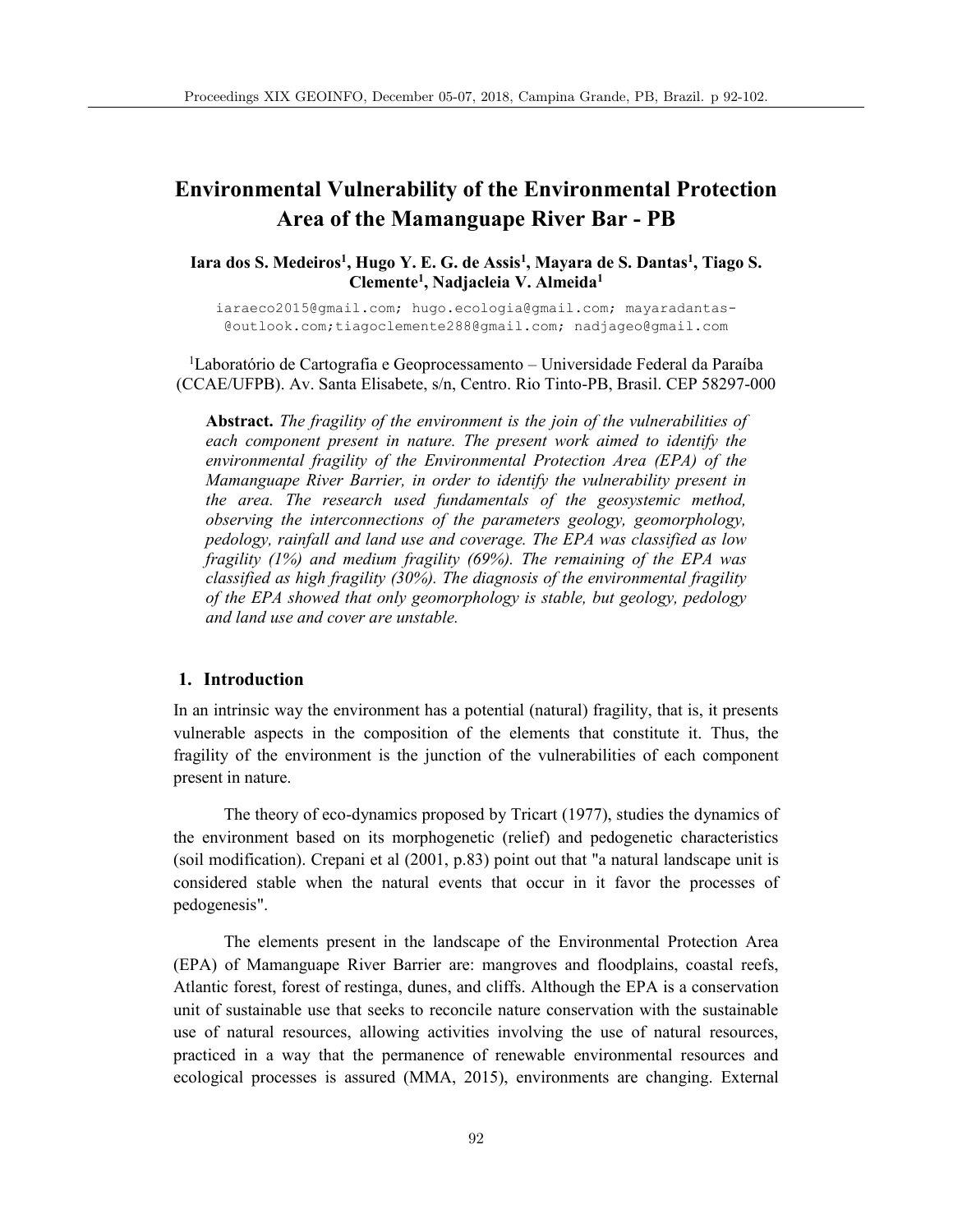# Environmental Vulnerability of the Environmental Protection Area of the Mamanguape River Bar - PB

**Iara dos S. Medeiros[1], Hugo Y. E. G. de Assis[1], Mayara de S. Dantas[1], Tiago S. Clemente[1], Nadjacleia V. Almeida[1]**

iaraeco2015@gmail.com; hugo.ecologia@gmail.com; mayaradantas-@outlook.com;tiagoclemente288@gmail.com; nadjageo@gmail.com

[1]Laboratório de Cartografia e Geoprocessamento – Universidade Federal da Paraíba (CCAE/UFPB). Av. Santa Elisabete, s/n, Centro. Rio Tinto-PB, Brasil. CEP 58297-000

**Abstract.** *The fragility of the environment is the join of the vulnerabilities of each component present in nature. The present work aimed to identify the environmental fragility of the Environmental Protection Area (EPA) of the Mamanguape River Barrier, in order to identify the vulnerability present in the area. The research used fundamentals of the geosystemic method, observing the interconnections of the parameters geology, geomorphology, pedology, rainfall and land use and coverage. The EPA was classified as low fragility (1%) and medium fragility (69%). The remaining of the EPA was classified as high fragility (30%). The diagnosis of the environmental fragility of the EPA showed that only geomorphology is stable, but geology, pedology and land use and cover are unstable.*

## 1. Introduction

In an intrinsic way the environment has a potential (natural) fragility, that is, it presents vulnerable aspects in the composition of the elements that constitute it. Thus, the fragility of the environment is the junction of the vulnerabilities of each component present in nature.

The theory of eco-dynamics proposed by Tricart (1977), studies the dynamics of the environment based on its morphogenetic (relief) and pedogenetic characteristics (soil modification). Crepani et al (2001, p.83) point out that "a natural landscape unit is considered stable when the natural events that occur in it favor the processes of pedogenesis".

The elements present in the landscape of the Environmental Protection Area (EPA) of Mamanguape River Barrier are: mangroves and floodplains, coastal reefs, Atlantic forest, forest of restinga, dunes, and cliffs. Although the EPA is a conservation unit of sustainable use that seeks to reconcile nature conservation with the sustainable use of natural resources, allowing activities involving the use of natural resources, practiced in a way that the permanence of renewable environmental resources and ecological processes is assured (MMA, 2015), environments are changing. External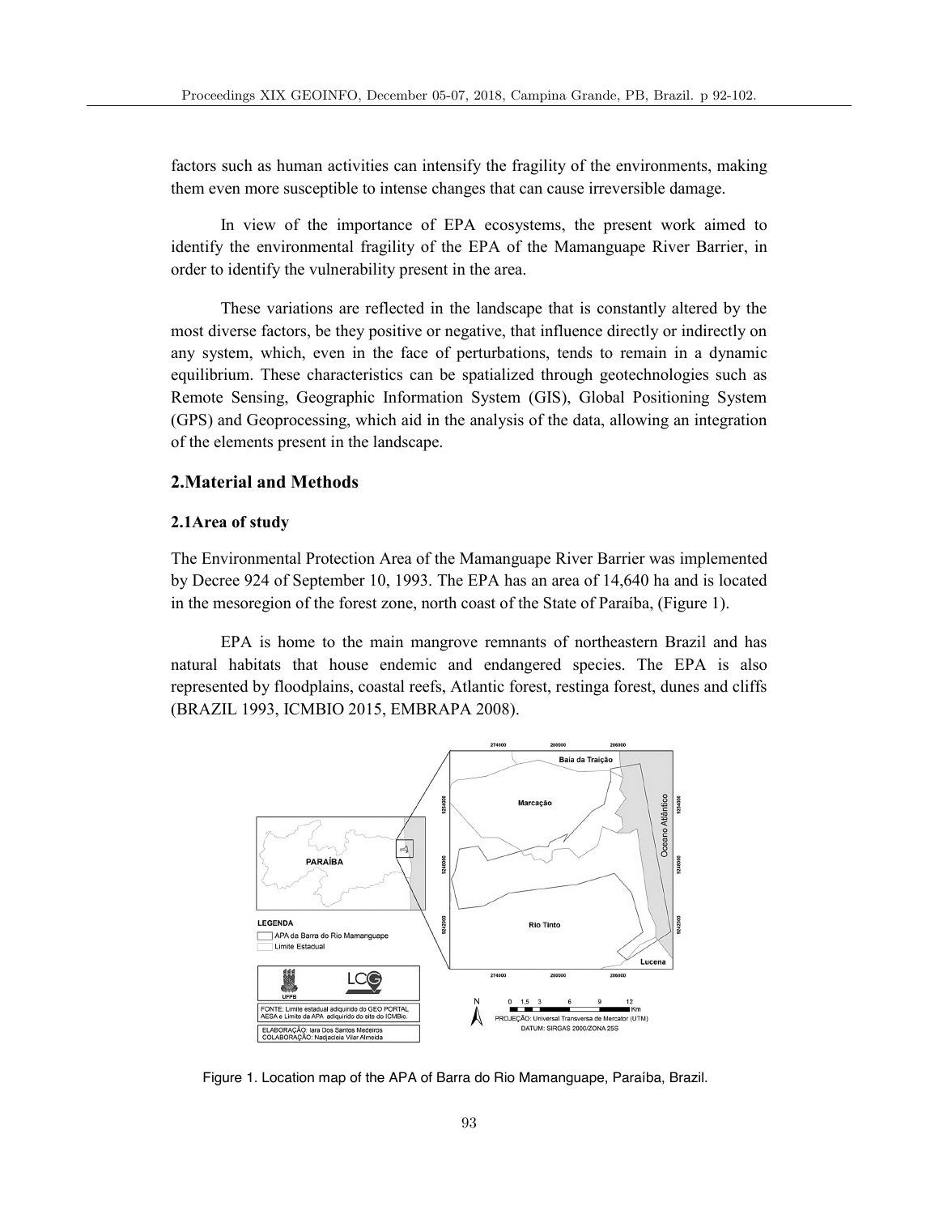factors such as human activities can intensify the fragility of the environments, making them even more susceptible to intense changes that can cause irreversible damage.

In view of the importance of EPA ecosystems, the present work aimed to identify the environmental fragility of the EPA of the Mamanguape River Barrier, in order to identify the vulnerability present in the area.

These variations are reflected in the landscape that is constantly altered by the most diverse factors, be they positive or negative, that influence directly or indirectly on any system, which, even in the face of perturbations, tends to remain in a dynamic equilibrium. These characteristics can be spatialized through geotechnologies such as Remote Sensing, Geographic Information System (GIS), Global Positioning System (GPS) and Geoprocessing, which aid in the analysis of the data, allowing an integration of the elements present in the landscape.

## 2.Material and Methods

### 2.1Area of study

The Environmental Protection Area of the Mamanguape River Barrier was implemented by Decree 924 of September 10, 1993. The EPA has an area of 14,640 ha and is located in the mesoregion of the forest zone, north coast of the State of Paraíba, (Figure 1).

EPA is home to the main mangrove remnants of northeastern Brazil and has natural habitats that house endemic and endangered species. The EPA is also represented by floodplains, coastal reefs, Atlantic forest, restinga forest, dunes and cliffs (BRAZIL 1993, ICMBIO 2015, EMBRAPA 2008).

Figure 1. Location map of the APA of Barra do Rio Mamanguape, Paraíba, Brazil.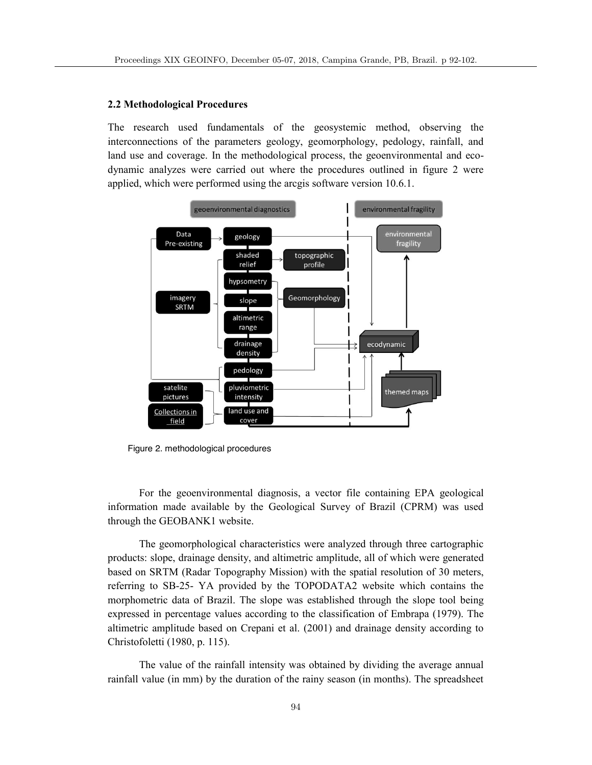### 2.2 Methodological Procedures

The research used fundamentals of the geosystemic method, observing the interconnections of the parameters geology, geomorphology, pedology, rainfall, and land use and coverage. In the methodological process, the geoenvironmental and eco-dynamic analyzes were carried out where the procedures outlined in figure 2 were applied, which were performed using the arcgis software version 10.6.1.

Figure 2. methodological procedures

For the geoenvironmental diagnosis, a vector file containing EPA geological information made available by the Geological Survey of Brazil (CPRM) was used through the GEOBANK1 website.

The geomorphological characteristics were analyzed through three cartographic products: slope, drainage density, and altimetric amplitude, all of which were generated based on SRTM (Radar Topography Mission) with the spatial resolution of 30 meters, referring to SB-25- YA provided by the TOPODATA2 website which contains the morphometric data of Brazil. The slope was established through the slope tool being expressed in percentage values according to the classification of Embrapa (1979). The altimetric amplitude based on Crepani et al. (2001) and drainage density according to Christofoletti (1980, p. 115).

The value of the rainfall intensity was obtained by dividing the average annual rainfall value (in mm) by the duration of the rainy season (in months). The spreadsheet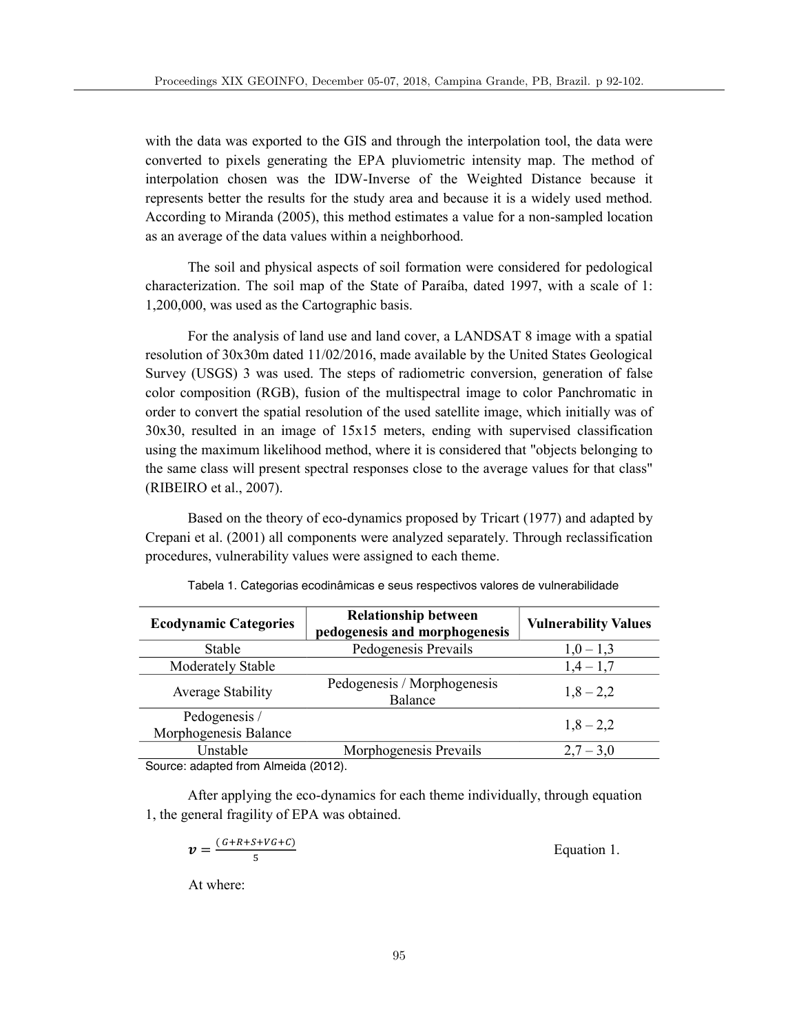with the data was exported to the GIS and through the interpolation tool, the data were converted to pixels generating the EPA pluviometric intensity map. The method of interpolation chosen was the IDW-Inverse of the Weighted Distance because it represents better the results for the study area and because it is a widely used method. According to Miranda (2005), this method estimates a value for a non-sampled location as an average of the data values within a neighborhood.

The soil and physical aspects of soil formation were considered for pedological characterization. The soil map of the State of Paraíba, dated 1997, with a scale of 1: 1,200,000, was used as the Cartographic basis.

For the analysis of land use and land cover, a LANDSAT 8 image with a spatial resolution of 30x30m dated 11/02/2016, made available by the United States Geological Survey (USGS) 3 was used. The steps of radiometric conversion, generation of false color composition (RGB), fusion of the multispectral image to color Panchromatic in order to convert the spatial resolution of the used satellite image, which initially was of 30x30, resulted in an image of 15x15 meters, ending with supervised classification using the maximum likelihood method, where it is considered that "objects belonging to the same class will present spectral responses close to the average values for that class" (RIBEIRO et al., 2007).

Based on the theory of eco-dynamics proposed by Tricart (1977) and adapted by Crepani et al. (2001) all components were analyzed separately. Through reclassification procedures, vulnerability values were assigned to each theme.

Tabela 1. Categorias ecodinâmicas e seus respectivos valores de vulnerabilidade

| **Ecodynamic Categories** | **Relationship between pedogenesis and morphogenesis** | **Vulnerability Values** |
|---|---|---|
| Stable | Pedogenesis Prevails | 1,0 – 1,3 |
| Moderately Stable | | 1,4 – 1,7 |
| Average Stability | Pedogenesis / Morphogenesis Balance | 1,8 – 2,2 |
| Pedogenesis / Morphogenesis Balance | | 1,8 – 2,2 |
| Unstable | Morphogenesis Prevails | 2,7 – 3,0 |

Source: adapted from Almeida (2012).

After applying the eco-dynamics for each theme individually, through equation 1, the general fragility of EPA was obtained.

$$\boldsymbol{v} = \frac{(G+R+S+VG+C)}{5} \quad \text{Equation 1.}$$

At where: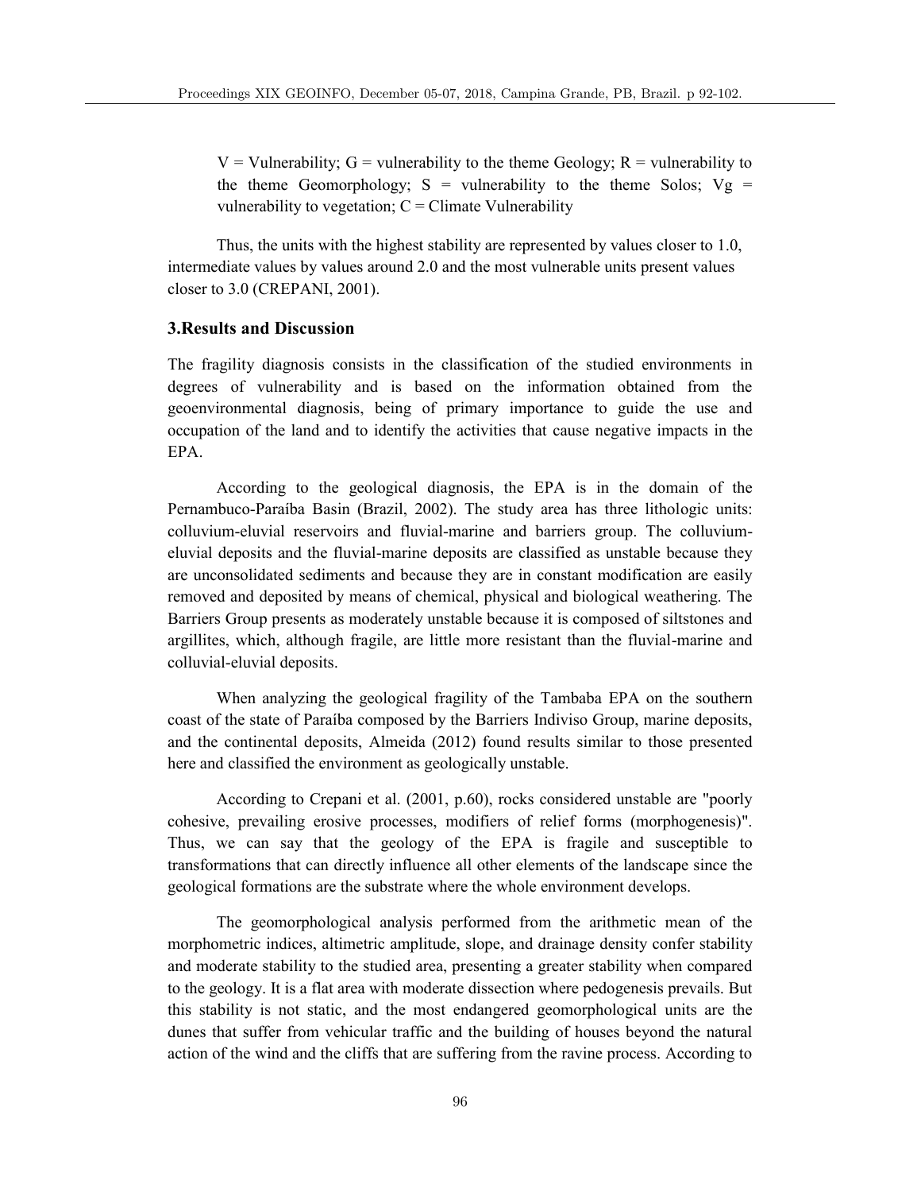V = Vulnerability; G = vulnerability to the theme Geology; R = vulnerability to the theme Geomorphology; S = vulnerability to the theme Solos; Vg = vulnerability to vegetation; C = Climate Vulnerability

Thus, the units with the highest stability are represented by values closer to 1.0, intermediate values by values around 2.0 and the most vulnerable units present values closer to 3.0 (CREPANI, 2001).

## 3.Results and Discussion

The fragility diagnosis consists in the classification of the studied environments in degrees of vulnerability and is based on the information obtained from the geoenvironmental diagnosis, being of primary importance to guide the use and occupation of the land and to identify the activities that cause negative impacts in the EPA.

According to the geological diagnosis, the EPA is in the domain of the Pernambuco-Paraíba Basin (Brazil, 2002). The study area has three lithologic units: colluvium-eluvial reservoirs and fluvial-marine and barriers group. The colluvium-eluvial deposits and the fluvial-marine deposits are classified as unstable because they are unconsolidated sediments and because they are in constant modification are easily removed and deposited by means of chemical, physical and biological weathering. The Barriers Group presents as moderately unstable because it is composed of siltstones and argillites, which, although fragile, are little more resistant than the fluvial-marine and colluvial-eluvial deposits.

When analyzing the geological fragility of the Tambaba EPA on the southern coast of the state of Paraíba composed by the Barriers Indiviso Group, marine deposits, and the continental deposits, Almeida (2012) found results similar to those presented here and classified the environment as geologically unstable.

According to Crepani et al. (2001, p.60), rocks considered unstable are "poorly cohesive, prevailing erosive processes, modifiers of relief forms (morphogenesis)". Thus, we can say that the geology of the EPA is fragile and susceptible to transformations that can directly influence all other elements of the landscape since the geological formations are the substrate where the whole environment develops.

The geomorphological analysis performed from the arithmetic mean of the morphometric indices, altimetric amplitude, slope, and drainage density confer stability and moderate stability to the studied area, presenting a greater stability when compared to the geology. It is a flat area with moderate dissection where pedogenesis prevails. But this stability is not static, and the most endangered geomorphological units are the dunes that suffer from vehicular traffic and the building of houses beyond the natural action of the wind and the cliffs that are suffering from the ravine process. According to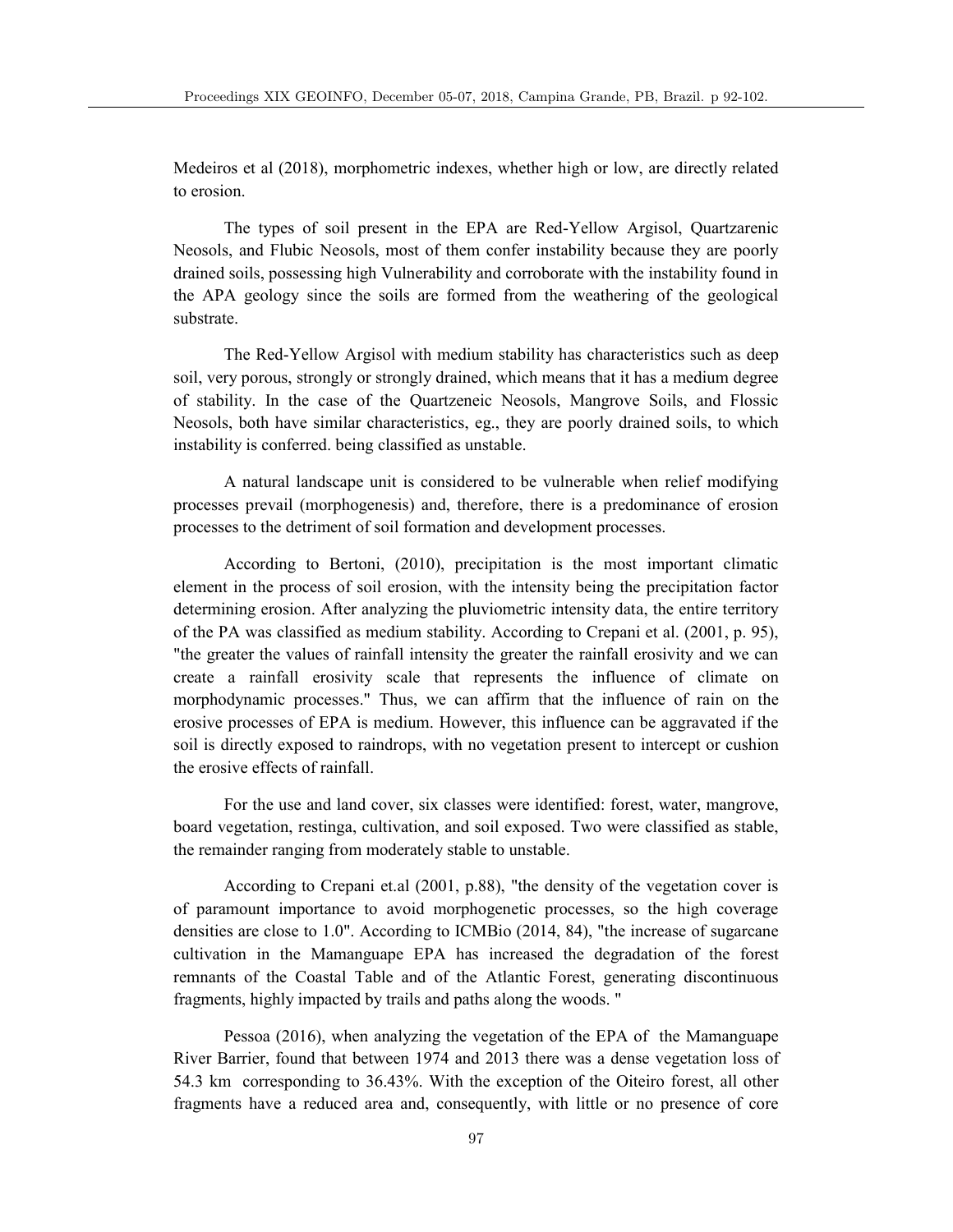Medeiros et al (2018), morphometric indexes, whether high or low, are directly related to erosion.

The types of soil present in the EPA are Red-Yellow Argisol, Quartzarenic Neosols, and Flubic Neosols, most of them confer instability because they are poorly drained soils, possessing high Vulnerability and corroborate with the instability found in the APA geology since the soils are formed from the weathering of the geological substrate.

The Red-Yellow Argisol with medium stability has characteristics such as deep soil, very porous, strongly or strongly drained, which means that it has a medium degree of stability. In the case of the Quartzeneic Neosols, Mangrove Soils, and Flossic Neosols, both have similar characteristics, eg., they are poorly drained soils, to which instability is conferred. being classified as unstable.

A natural landscape unit is considered to be vulnerable when relief modifying processes prevail (morphogenesis) and, therefore, there is a predominance of erosion processes to the detriment of soil formation and development processes.

According to Bertoni, (2010), precipitation is the most important climatic element in the process of soil erosion, with the intensity being the precipitation factor determining erosion. After analyzing the pluviometric intensity data, the entire territory of the PA was classified as medium stability. According to Crepani et al. (2001, p. 95), "the greater the values of rainfall intensity the greater the rainfall erosivity and we can create a rainfall erosivity scale that represents the influence of climate on morphodynamic processes." Thus, we can affirm that the influence of rain on the erosive processes of EPA is medium. However, this influence can be aggravated if the soil is directly exposed to raindrops, with no vegetation present to intercept or cushion the erosive effects of rainfall.

For the use and land cover, six classes were identified: forest, water, mangrove, board vegetation, restinga, cultivation, and soil exposed. Two were classified as stable, the remainder ranging from moderately stable to unstable.

According to Crepani et.al (2001, p.88), "the density of the vegetation cover is of paramount importance to avoid morphogenetic processes, so the high coverage densities are close to 1.0". According to ICMBio (2014, 84), "the increase of sugarcane cultivation in the Mamanguape EPA has increased the degradation of the forest remnants of the Coastal Table and of the Atlantic Forest, generating discontinuous fragments, highly impacted by trails and paths along the woods. "

Pessoa (2016), when analyzing the vegetation of the EPA of the Mamanguape River Barrier, found that between 1974 and 2013 there was a dense vegetation loss of 54.3 km corresponding to 36.43%. With the exception of the Oiteiro forest, all other fragments have a reduced area and, consequently, with little or no presence of core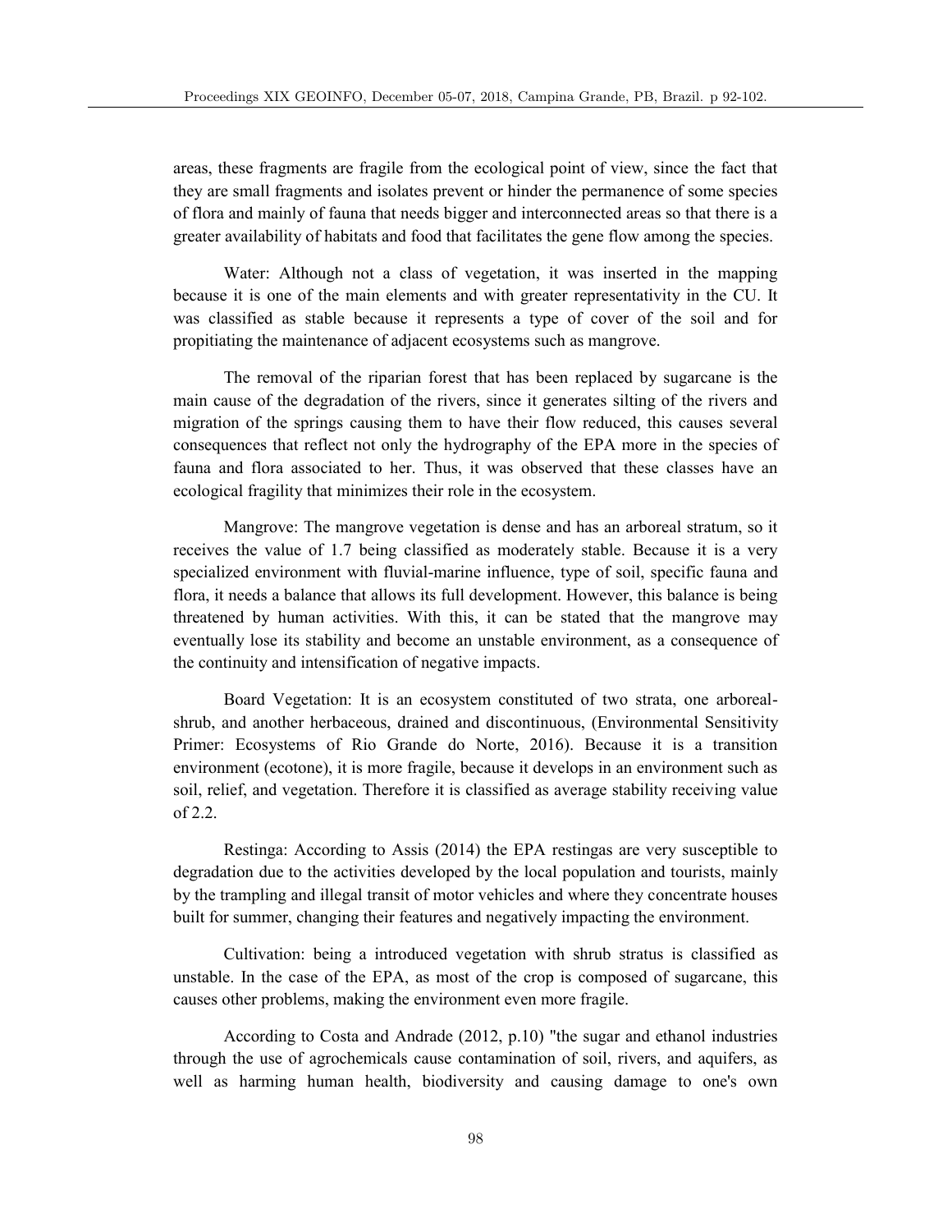areas, these fragments are fragile from the ecological point of view, since the fact that they are small fragments and isolates prevent or hinder the permanence of some species of flora and mainly of fauna that needs bigger and interconnected areas so that there is a greater availability of habitats and food that facilitates the gene flow among the species.

Water: Although not a class of vegetation, it was inserted in the mapping because it is one of the main elements and with greater representativity in the CU. It was classified as stable because it represents a type of cover of the soil and for propitiating the maintenance of adjacent ecosystems such as mangrove.

The removal of the riparian forest that has been replaced by sugarcane is the main cause of the degradation of the rivers, since it generates silting of the rivers and migration of the springs causing them to have their flow reduced, this causes several consequences that reflect not only the hydrography of the EPA more in the species of fauna and flora associated to her. Thus, it was observed that these classes have an ecological fragility that minimizes their role in the ecosystem.

Mangrove: The mangrove vegetation is dense and has an arboreal stratum, so it receives the value of 1.7 being classified as moderately stable. Because it is a very specialized environment with fluvial-marine influence, type of soil, specific fauna and flora, it needs a balance that allows its full development. However, this balance is being threatened by human activities. With this, it can be stated that the mangrove may eventually lose its stability and become an unstable environment, as a consequence of the continuity and intensification of negative impacts.

Board Vegetation: It is an ecosystem constituted of two strata, one arboreal-shrub, and another herbaceous, drained and discontinuous, (Environmental Sensitivity Primer: Ecosystems of Rio Grande do Norte, 2016). Because it is a transition environment (ecotone), it is more fragile, because it develops in an environment such as soil, relief, and vegetation. Therefore it is classified as average stability receiving value of 2.2.

Restinga: According to Assis (2014) the EPA restingas are very susceptible to degradation due to the activities developed by the local population and tourists, mainly by the trampling and illegal transit of motor vehicles and where they concentrate houses built for summer, changing their features and negatively impacting the environment.

Cultivation: being a introduced vegetation with shrub stratus is classified as unstable. In the case of the EPA, as most of the crop is composed of sugarcane, this causes other problems, making the environment even more fragile.

According to Costa and Andrade (2012, p.10) "the sugar and ethanol industries through the use of agrochemicals cause contamination of soil, rivers, and aquifers, as well as harming human health, biodiversity and causing damage to one's own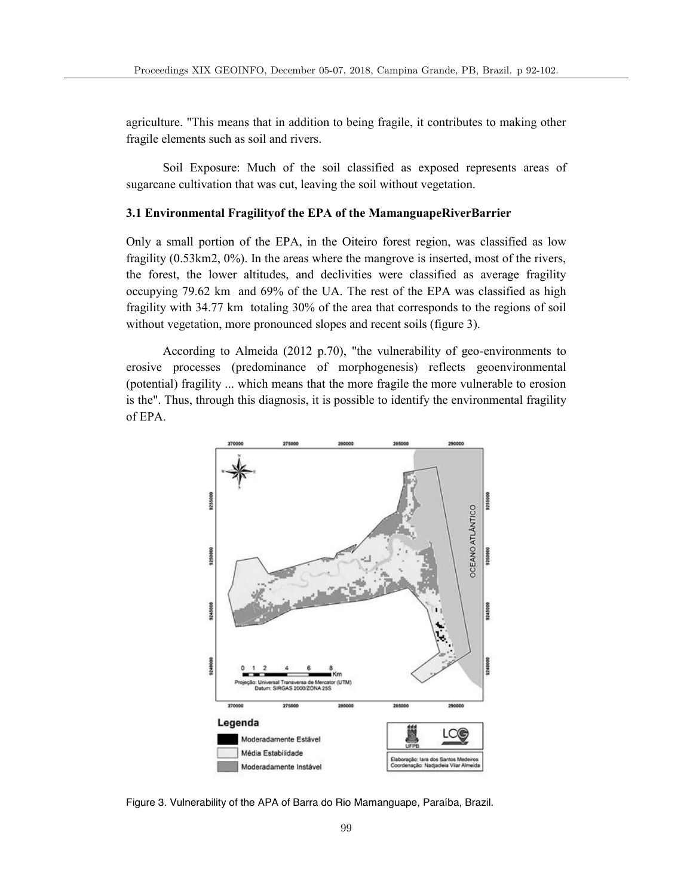agriculture. "This means that in addition to being fragile, it contributes to making other fragile elements such as soil and rivers.

Soil Exposure: Much of the soil classified as exposed represents areas of sugarcane cultivation that was cut, leaving the soil without vegetation.

### 3.1 Environmental Fragilityof the EPA of the MamanguapeRiverBarrier

Only a small portion of the EPA, in the Oiteiro forest region, was classified as low fragility (0.53km2, 0%). In the areas where the mangrove is inserted, most of the rivers, the forest, the lower altitudes, and declivities were classified as average fragility occupying 79.62 km and 69% of the UA. The rest of the EPA was classified as high fragility with 34.77 km totaling 30% of the area that corresponds to the regions of soil without vegetation, more pronounced slopes and recent soils (figure 3).

According to Almeida (2012 p.70), "the vulnerability of geo-environments to erosive processes (predominance of morphogenesis) reflects geoenvironmental (potential) fragility ... which means that the more fragile the more vulnerable to erosion is the". Thus, through this diagnosis, it is possible to identify the environmental fragility of EPA.

Figure 3. Vulnerability of the APA of Barra do Rio Mamanguape, Paraíba, Brazil.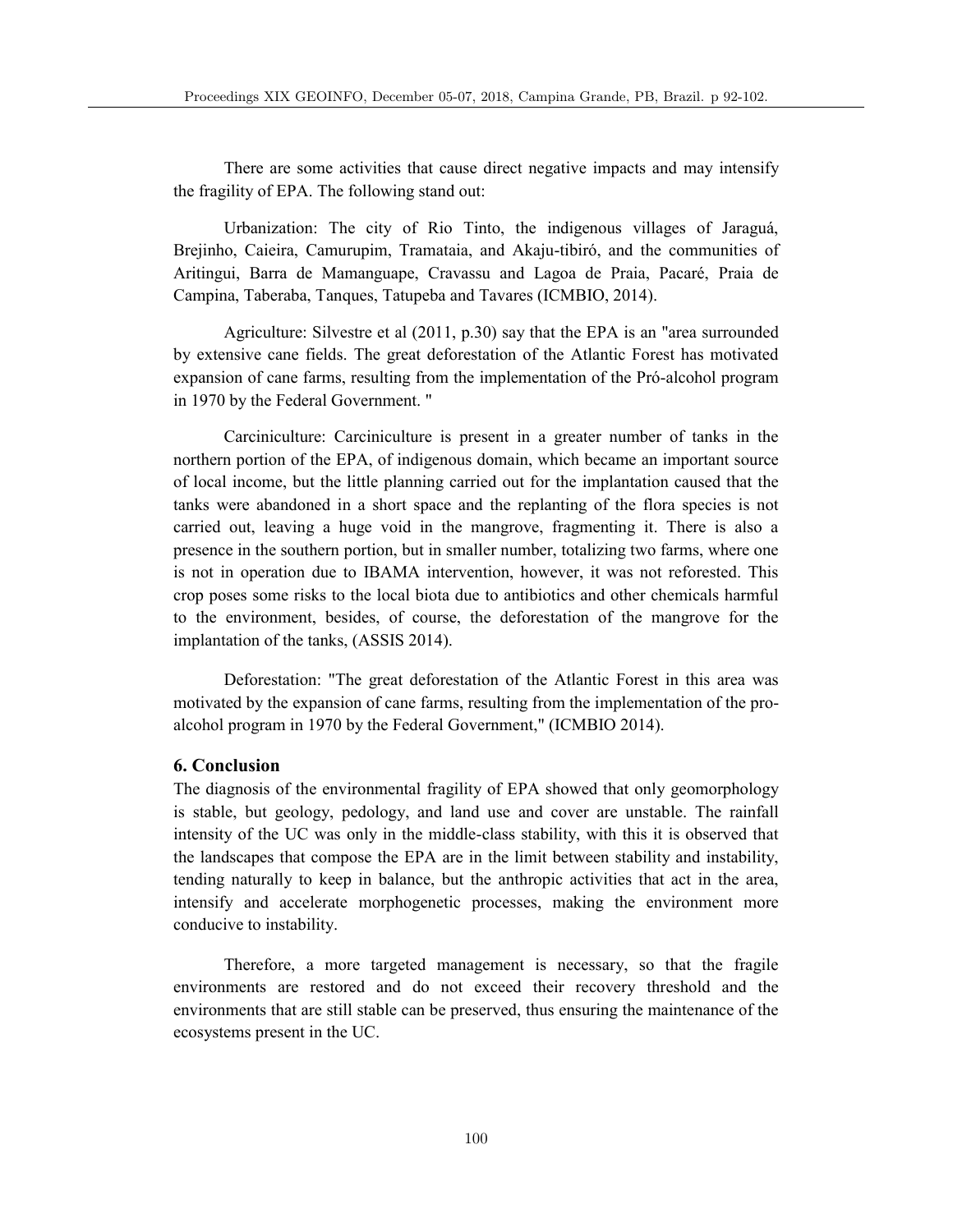There are some activities that cause direct negative impacts and may intensify the fragility of EPA. The following stand out:

Urbanization: The city of Rio Tinto, the indigenous villages of Jaraguá, Brejinho, Caieira, Camurupim, Tramataia, and Akaju-tibiró, and the communities of Aritingui, Barra de Mamanguape, Cravassu and Lagoa de Praia, Pacaré, Praia de Campina, Taberaba, Tanques, Tatupeba and Tavares (ICMBIO, 2014).

Agriculture: Silvestre et al (2011, p.30) say that the EPA is an "area surrounded by extensive cane fields. The great deforestation of the Atlantic Forest has motivated expansion of cane farms, resulting from the implementation of the Pró-alcohol program in 1970 by the Federal Government. "

Carciniculture: Carciniculture is present in a greater number of tanks in the northern portion of the EPA, of indigenous domain, which became an important source of local income, but the little planning carried out for the implantation caused that the tanks were abandoned in a short space and the replanting of the flora species is not carried out, leaving a huge void in the mangrove, fragmenting it. There is also a presence in the southern portion, but in smaller number, totalizing two farms, where one is not in operation due to IBAMA intervention, however, it was not reforested. This crop poses some risks to the local biota due to antibiotics and other chemicals harmful to the environment, besides, of course, the deforestation of the mangrove for the implantation of the tanks, (ASSIS 2014).

Deforestation: "The great deforestation of the Atlantic Forest in this area was motivated by the expansion of cane farms, resulting from the implementation of the pro-alcohol program in 1970 by the Federal Government," (ICMBIO 2014).

## 6. Conclusion

The diagnosis of the environmental fragility of EPA showed that only geomorphology is stable, but geology, pedology, and land use and cover are unstable. The rainfall intensity of the UC was only in the middle-class stability, with this it is observed that the landscapes that compose the EPA are in the limit between stability and instability, tending naturally to keep in balance, but the anthropic activities that act in the area, intensify and accelerate morphogenetic processes, making the environment more conducive to instability.

Therefore, a more targeted management is necessary, so that the fragile environments are restored and do not exceed their recovery threshold and the environments that are still stable can be preserved, thus ensuring the maintenance of the ecosystems present in the UC.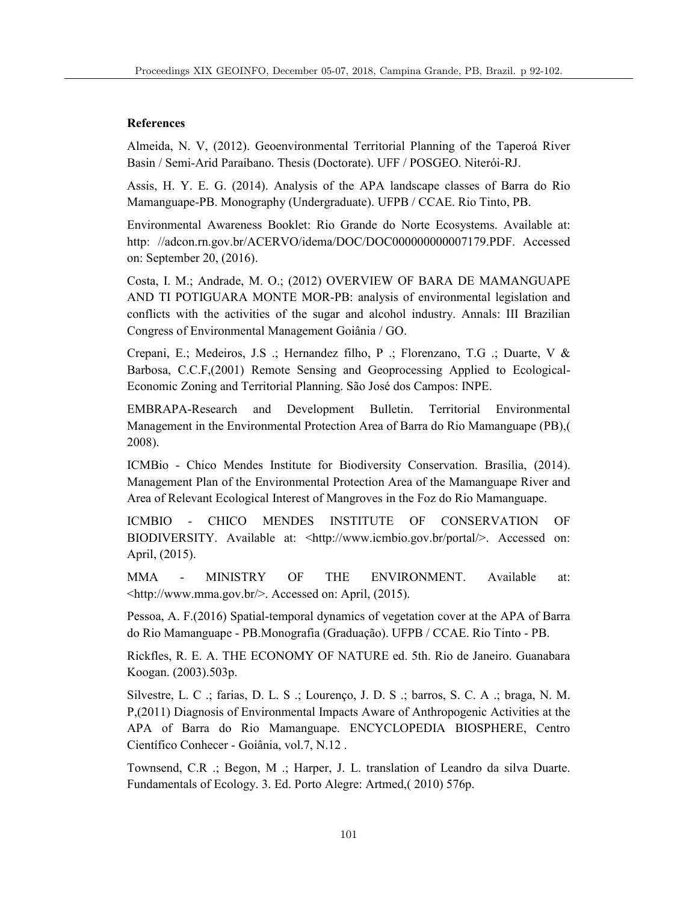**References**

Almeida, N. V, (2012). Geoenvironmental Territorial Planning of the Taperoá River Basin / Semi-Arid Paraibano. Thesis (Doctorate). UFF / POSGEO. Niterói-RJ.

Assis, H. Y. E. G. (2014). Analysis of the APA landscape classes of Barra do Rio Mamanguape-PB. Monography (Undergraduate). UFPB / CCAE. Rio Tinto, PB.

Environmental Awareness Booklet: Rio Grande do Norte Ecosystems. Available at: http: //adcon.rn.gov.br/ACERVO/idema/DOC/DOC000000000007179.PDF. Accessed on: September 20, (2016).

Costa, I. M.; Andrade, M. O.; (2012) OVERVIEW OF BARA DE MAMANGUAPE AND TI POTIGUARA MONTE MOR-PB: analysis of environmental legislation and conflicts with the activities of the sugar and alcohol industry. Annals: III Brazilian Congress of Environmental Management Goiânia / GO.

Crepani, E.; Medeiros, J.S .; Hernandez filho, P .; Florenzano, T.G .; Duarte, V & Barbosa, C.C.F,(2001) Remote Sensing and Geoprocessing Applied to Ecological-Economic Zoning and Territorial Planning. São José dos Campos: INPE.

EMBRAPA-Research and Development Bulletin. Territorial Environmental Management in the Environmental Protection Area of Barra do Rio Mamanguape (PB),( 2008).

ICMBio - Chico Mendes Institute for Biodiversity Conservation. Brasília, (2014). Management Plan of the Environmental Protection Area of the Mamanguape River and Area of Relevant Ecological Interest of Mangroves in the Foz do Rio Mamanguape.

ICMBIO - CHICO MENDES INSTITUTE OF CONSERVATION OF BIODIVERSITY. Available at: <http://www.icmbio.gov.br/portal/>. Accessed on: April, (2015).

MMA - MINISTRY OF THE ENVIRONMENT. Available at: <http://www.mma.gov.br/>. Accessed on: April, (2015).

Pessoa, A. F.(2016) Spatial-temporal dynamics of vegetation cover at the APA of Barra do Rio Mamanguape - PB.Monografia (Graduação). UFPB / CCAE. Rio Tinto - PB.

Rickfles, R. E. A. THE ECONOMY OF NATURE ed. 5th. Rio de Janeiro. Guanabara Koogan. (2003).503p.

Silvestre, L. C .; farias, D. L. S .; Lourenço, J. D. S .; barros, S. C. A .; braga, N. M. P,(2011) Diagnosis of Environmental Impacts Aware of Anthropogenic Activities at the APA of Barra do Rio Mamanguape. ENCYCLOPEDIA BIOSPHERE, Centro Científico Conhecer - Goiânia, vol.7, N.12 .

Townsend, C.R .; Begon, M .; Harper, J. L. translation of Leandro da silva Duarte. Fundamentals of Ecology. 3. Ed. Porto Alegre: Artmed,( 2010) 576p.